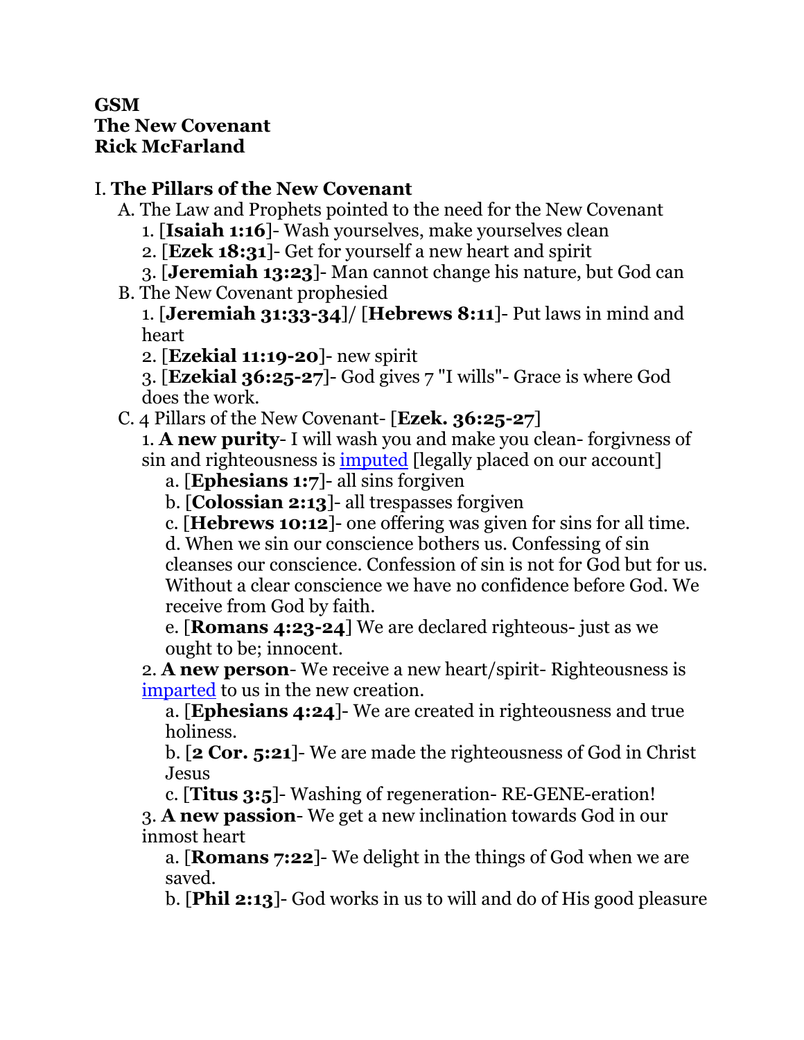**GSM**
**The New Covenant**
**Rick McFarland**

I. **The Pillars of the New Covenant**

A. The Law and Prophets pointed to the need for the New Covenant

1. [**Isaiah 1:16**]- Wash yourselves, make yourselves clean
2. [**Ezek 18:31**]- Get for yourself a new heart and spirit
3. [**Jeremiah 13:23**]- Man cannot change his nature, but God can

B. The New Covenant prophesied

1. [**Jeremiah 31:33-34**]/ [**Hebrews 8:11**]- Put laws in mind and heart
2. [**Ezekial 11:19-20**]- new spirit
3. [**Ezekial 36:25-27**]- God gives 7 "I wills"- Grace is where God does the work.

C. 4 Pillars of the New Covenant- [**Ezek. 36:25-27**]

1. **A new purity**- I will wash you and make you clean- forgivness of sin and righteousness is imputed [legally placed on our account]
    a. [**Ephesians 1:7**]- all sins forgiven
    b. [**Colossian 2:13**]- all trespasses forgiven
    c. [**Hebrews 10:12**]- one offering was given for sins for all time.
    d. When we sin our conscience bothers us. Confessing of sin cleanses our conscience. Confession of sin is not for God but for us. Without a clear conscience we have no confidence before God. We receive from God by faith.
    e. [**Romans 4:23-24**] We are declared righteous- just as we ought to be; innocent.
2. **A new person**- We receive a new heart/spirit- Righteousness is imparted to us in the new creation.
    a. [**Ephesians 4:24**]- We are created in righteousness and true holiness.
    b. [**2 Cor. 5:21**]- We are made the righteousness of God in Christ Jesus
    c. [**Titus 3:5**]- Washing of regeneration- RE-GENE-eration!
3. **A new passion**- We get a new inclination towards God in our inmost heart
    a. [**Romans 7:22**]- We delight in the things of God when we are saved.
    b. [**Phil 2:13**]- God works in us to will and do of His good pleasure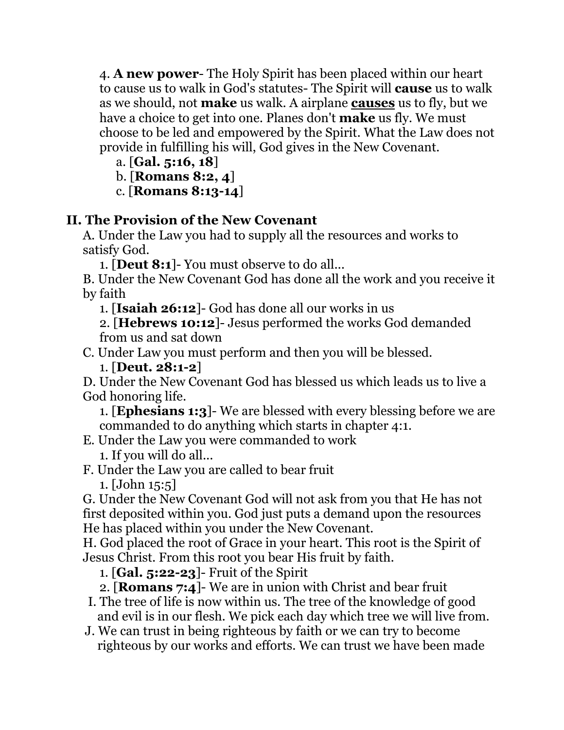4. **A new power**- The Holy Spirit has been placed within our heart to cause us to walk in God's statutes- The Spirit will **cause** us to walk as we should, not **make** us walk. A airplane <u>**causes**</u> us to fly, but we have a choice to get into one. Planes don't **make** us fly. We must choose to be led and empowered by the Spirit. What the Law does not provide in fulfilling his will, God gives in the New Covenant.

   a. [**Gal. 5:16, 18**]
   
   b. [**Romans 8:2, 4**]
   
   c. [**Romans 8:13-14**]

## II. The Provision of the New Covenant

A. Under the Law you had to supply all the resources and works to satisfy God.

   1. [**Deut 8:1**]- You must observe to do all...

B. Under the New Covenant God has done all the work and you receive it by faith

   1. [**Isaiah 26:12**]- God has done all our works in us
   
   2. [**Hebrews 10:12**]- Jesus performed the works God demanded from us and sat down

C. Under Law you must perform and then you will be blessed.

   1. [**Deut. 28:1-2**]

D. Under the New Covenant God has blessed us which leads us to live a God honoring life.

   1. [**Ephesians 1:3**]- We are blessed with every blessing before we are commanded to do anything which starts in chapter 4:1.

E. Under the Law you were commanded to work

   1. If you will do all...

F. Under the Law you are called to bear fruit

   1. [John 15:5]

G. Under the New Covenant God will not ask from you that He has not first deposited within you. God just puts a demand upon the resources He has placed within you under the New Covenant.

H. God placed the root of Grace in your heart. This root is the Spirit of Jesus Christ. From this root you bear His fruit by faith.

   1. [**Gal. 5:22-23**]- Fruit of the Spirit
   
   2. [**Romans 7:4**]- We are in union with Christ and bear fruit

I. The tree of life is now within us. The tree of the knowledge of good and evil is in our flesh. We pick each day which tree we will live from.

J. We can trust in being righteous by faith or we can try to become righteous by our works and efforts. We can trust we have been made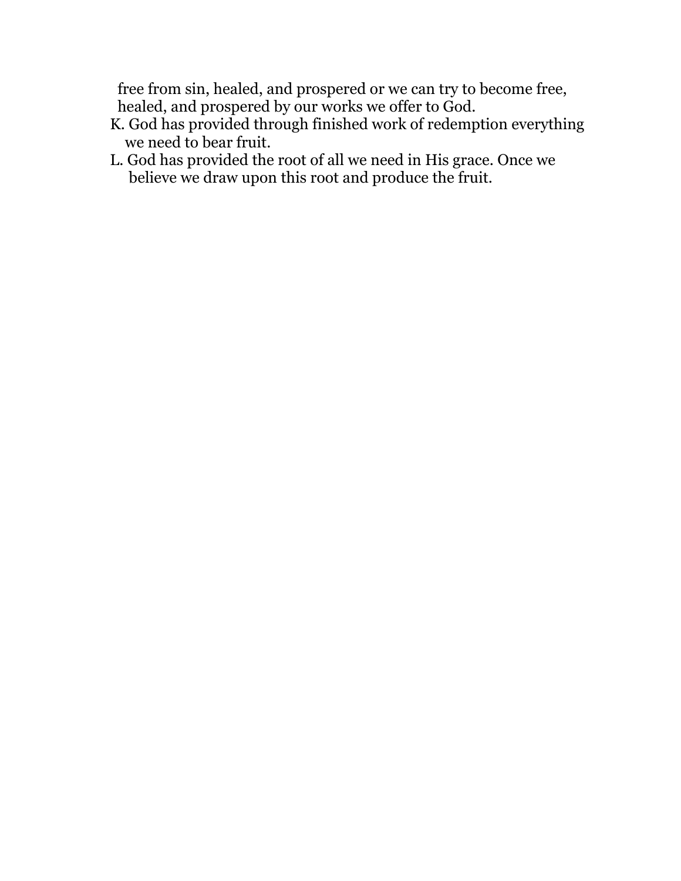free from sin, healed, and prospered or we can try to become free, healed, and prospered by our works we offer to God.

K. God has provided through finished work of redemption everything we need to bear fruit.

L. God has provided the root of all we need in His grace. Once we believe we draw upon this root and produce the fruit.